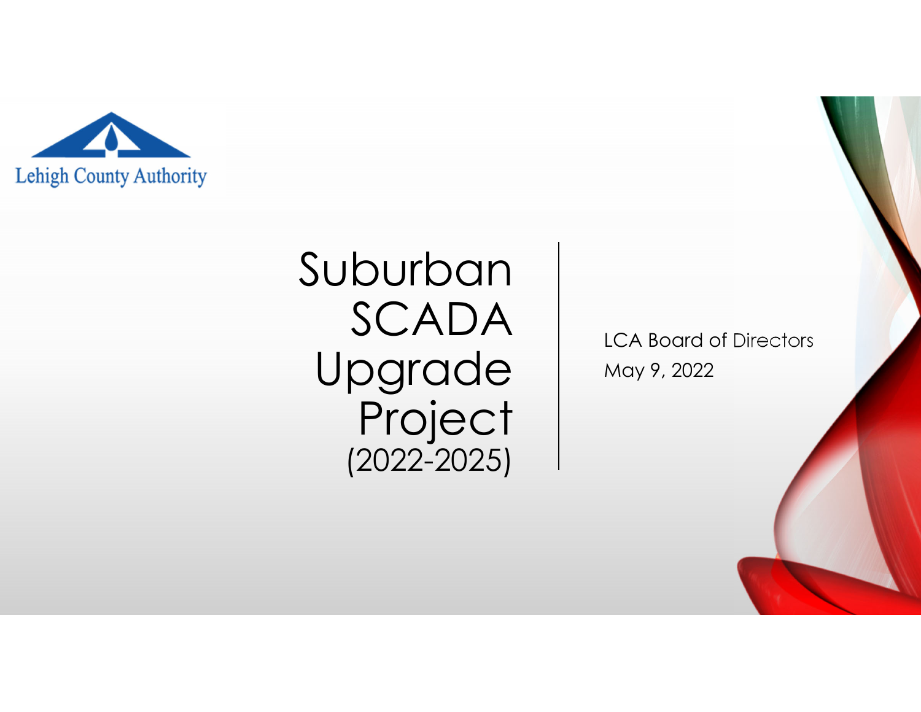Lehigh County Authority

# Suburban SCADA Upgrade Project (2022-2025)

LCA Board of Directors

May 9, 2022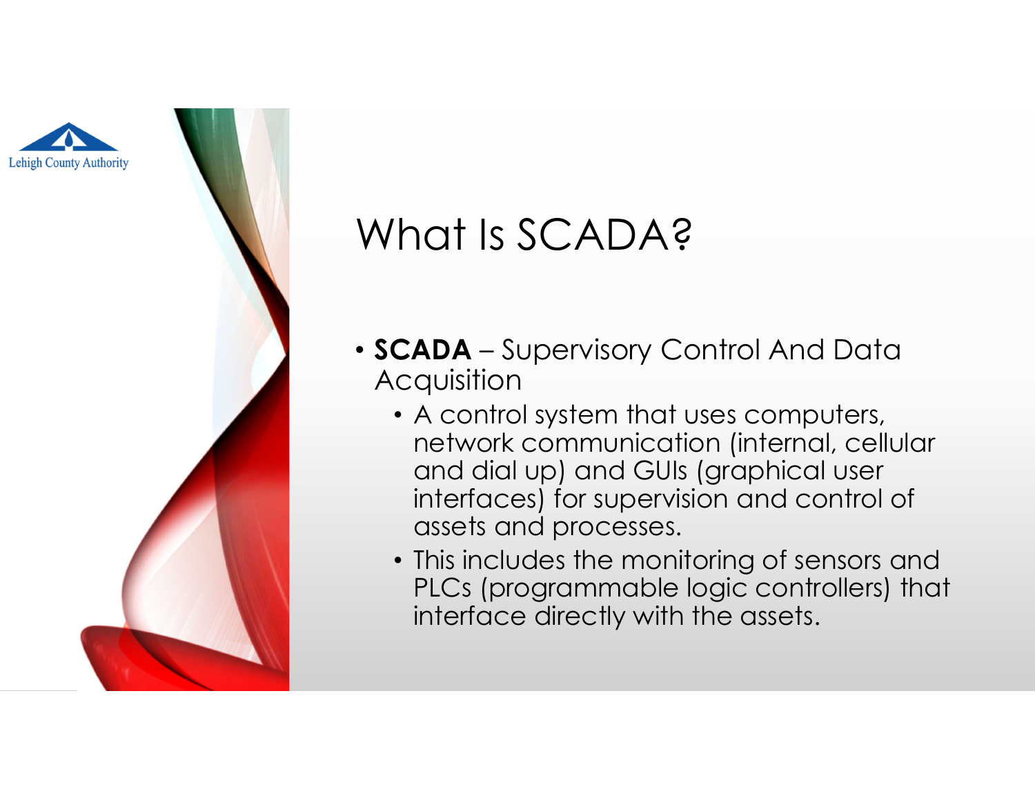# What Is SCADA?

- **SCADA** – Supervisory Control And Data Acquisition
  - A control system that uses computers, network communication (internal, cellular and dial up) and GUIs (graphical user interfaces) for supervision and control of assets and processes.
  - This includes the monitoring of sensors and PLCs (programmable logic controllers) that interface directly with the assets.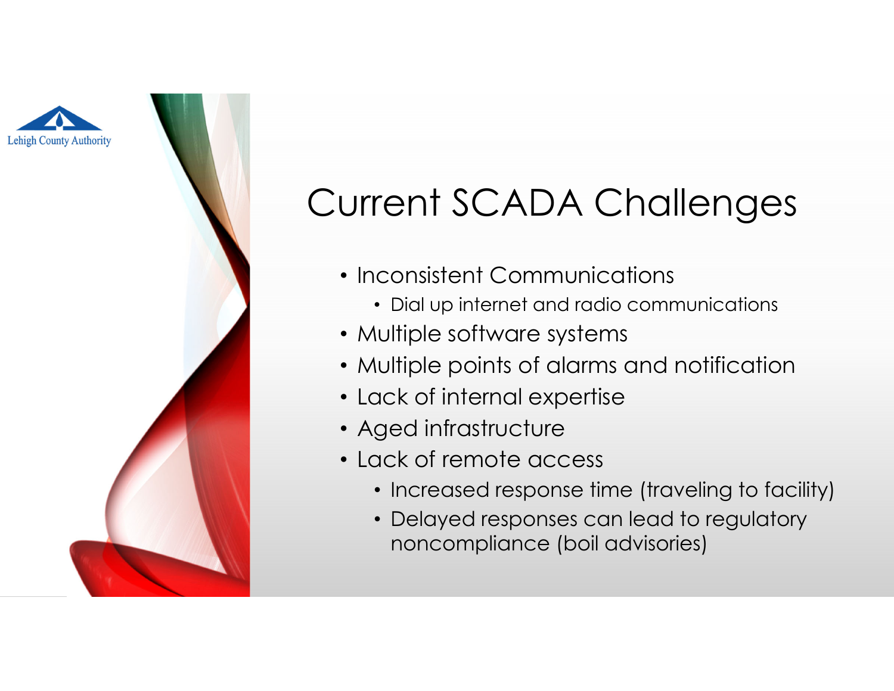Lehigh County Authority

# Current SCADA Challenges

- Inconsistent Communications
  - Dial up internet and radio communications
- Multiple software systems
- Multiple points of alarms and notification
- Lack of internal expertise
- Aged infrastructure
- Lack of remote access
  - Increased response time (traveling to facility)
  - Delayed responses can lead to regulatory noncompliance (boil advisories)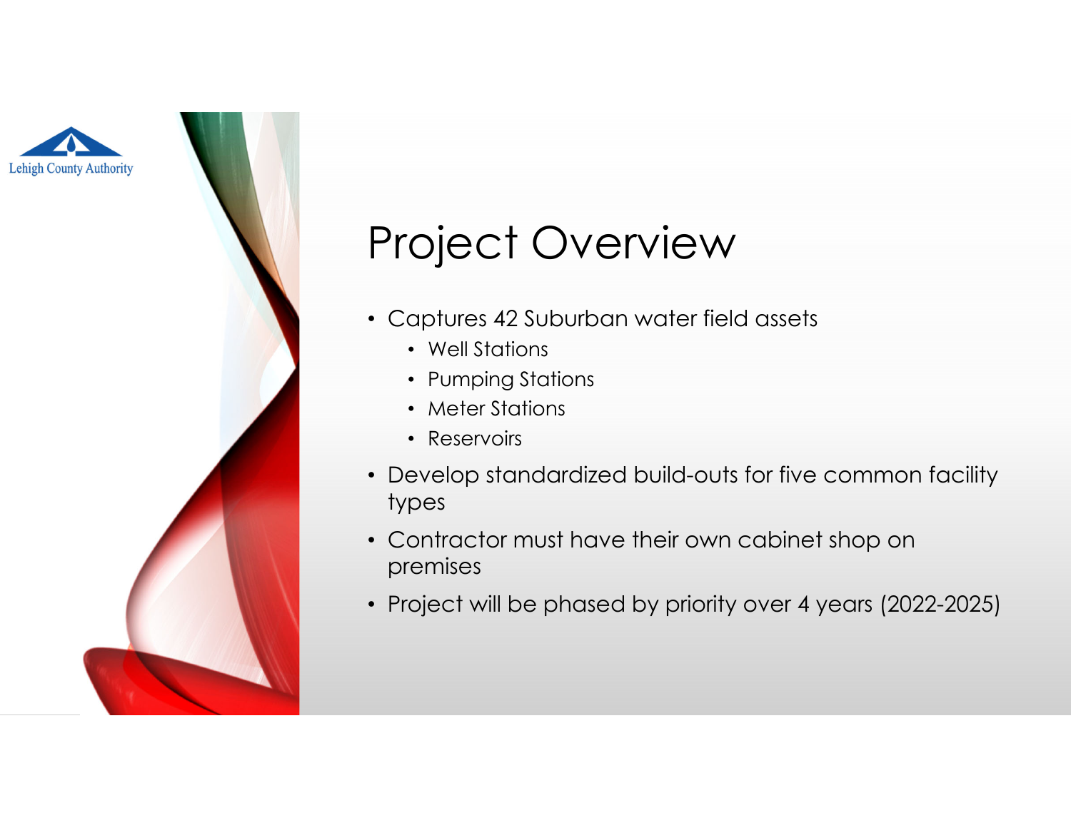# Project Overview

- Captures 42 Suburban water field assets
  - Well Stations
  - Pumping Stations
  - Meter Stations
  - Reservoirs
- Develop standardized build-outs for five common facility types
- Contractor must have their own cabinet shop on premises
- Project will be phased by priority over 4 years (2022-2025)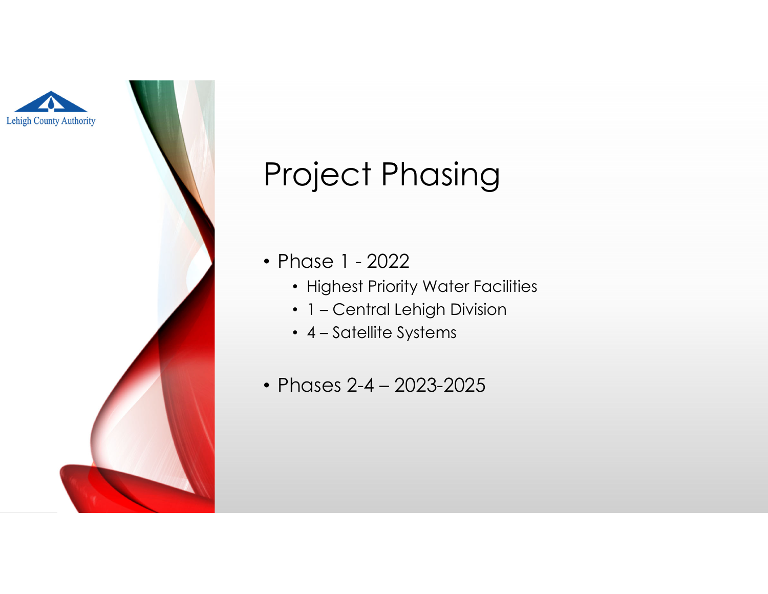# Project Phasing

- Phase 1 - 2022
  - Highest Priority Water Facilities
  - 1 – Central Lehigh Division
  - 4 – Satellite Systems
- Phases 2-4 – 2023-2025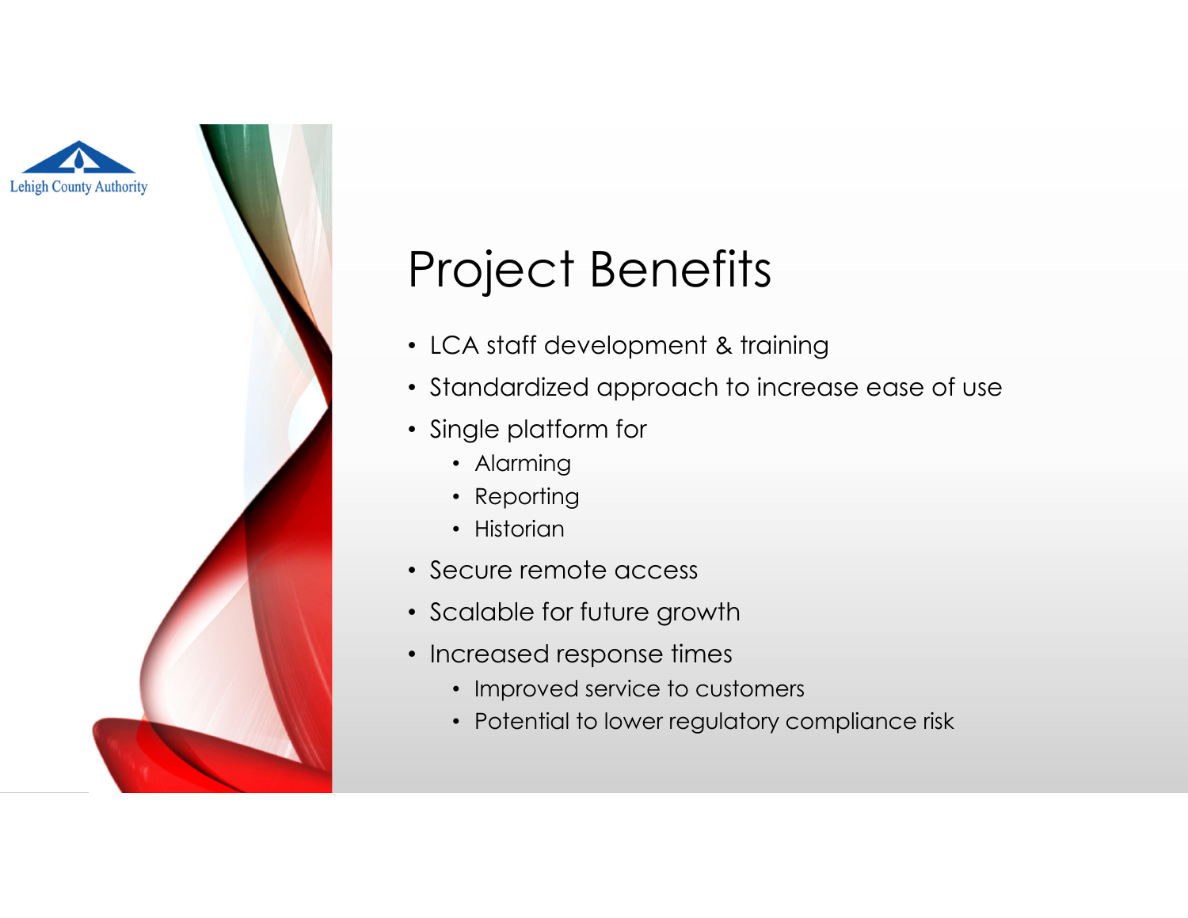Lehigh County Authority

# Project Benefits

- LCA staff development & training
- Standardized approach to increase ease of use
- Single platform for
  - Alarming
  - Reporting
  - Historian
- Secure remote access
- Scalable for future growth
- Increased response times
  - Improved service to customers
  - Potential to lower regulatory compliance risk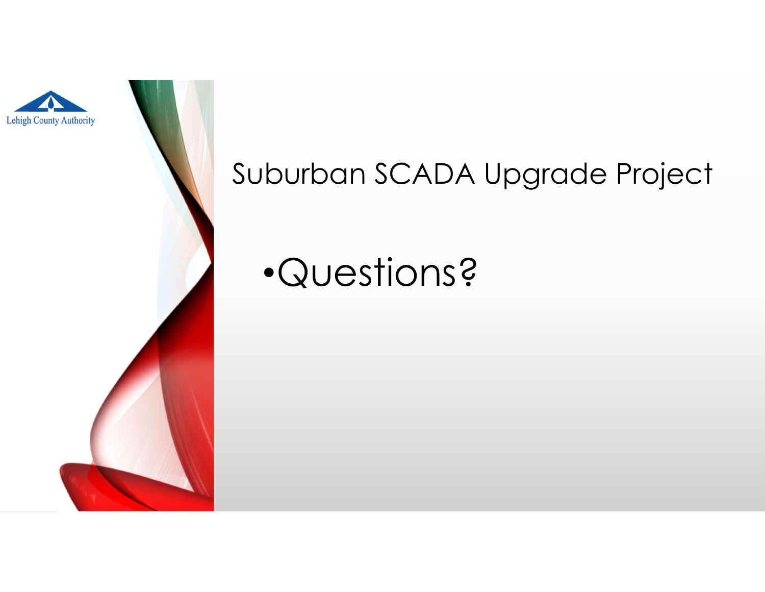Lehigh County Authority

# Suburban SCADA Upgrade Project

- Questions?